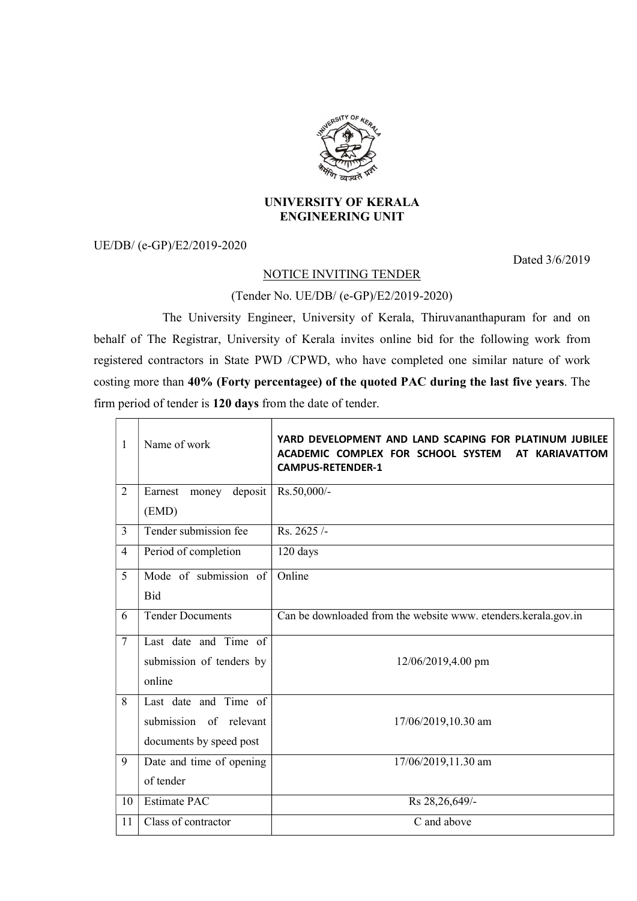**UNIVERSITY OF KERALA**
**ENGINEERING UNIT**

UE/DB/ (e-GP)/E2/2019-2020

Dated 3/6/2019

NOTICE INVITING TENDER

(Tender No. UE/DB/ (e-GP)/E2/2019-2020)

The University Engineer, University of Kerala, Thiruvananthapuram for and on behalf of The Registrar, University of Kerala invites online bid for the following work from registered contractors in State PWD /CPWD, who have completed one similar nature of work costing more than **40% (Forty percentagee) of the quoted PAC during the last five years**. The firm period of tender is **120 days** from the date of tender.

| | | |
|---|---|---|
| 1 | Name of work | **YARD DEVELOPMENT AND LAND SCAPING FOR PLATINUM JUBILEE ACADEMIC COMPLEX FOR SCHOOL SYSTEM AT KARIAVATTOM CAMPUS-RETENDER-1** |
| 2 | Earnest money deposit (EMD) | Rs.50,000/- |
| 3 | Tender submission fee | Rs. 2625 /- |
| 4 | Period of completion | 120 days |
| 5 | Mode of submission of Bid | Online |
| 6 | Tender Documents | Can be downloaded from the website www. etenders.kerala.gov.in |
| 7 | Last date and Time of submission of tenders by online | 12/06/2019,4.00 pm |
| 8 | Last date and Time of submission of relevant documents by speed post | 17/06/2019,10.30 am |
| 9 | Date and time of opening of tender | 17/06/2019,11.30 am |
| 10 | Estimate PAC | Rs 28,26,649/- |
| 11 | Class of contractor | C and above |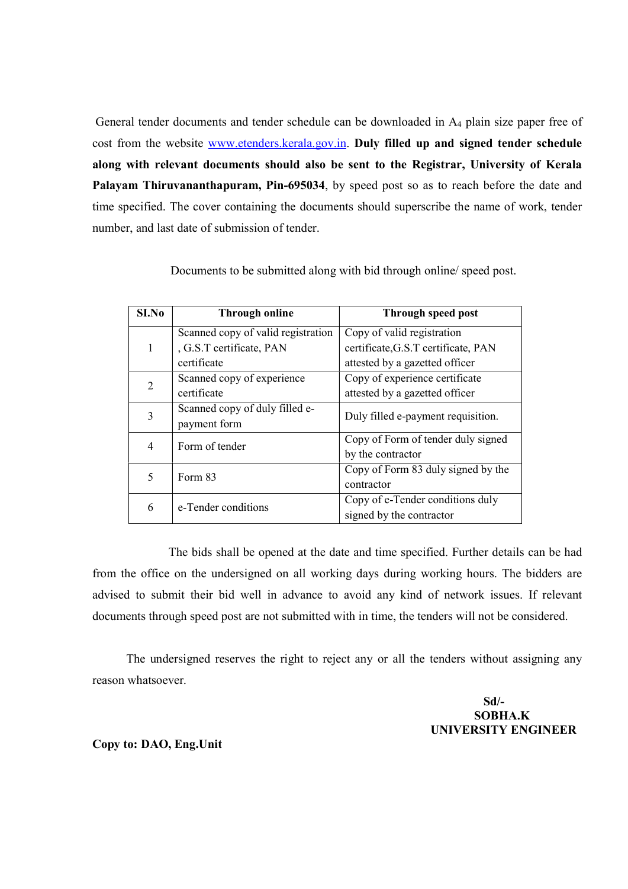General tender documents and tender schedule can be downloaded in $A_4$ plain size paper free of cost from the website [www.etenders.kerala.gov.in](http://www.etenders.kerala.gov.in). **Duly filled up and signed tender schedule along with relevant documents should also be sent to the Registrar, University of Kerala Palayam Thiruvananthapuram, Pin-695034**, by speed post so as to reach before the date and time specified. The cover containing the documents should superscribe the name of work, tender number, and last date of submission of tender.

Documents to be submitted along with bid through online/ speed post.

| SI.No | Through online | Through speed post |
|---|---|---|
| 1 | Scanned copy of valid registration , G.S.T certificate, PAN certificate | Copy of valid registration certificate,G.S.T certificate, PAN attested by a gazetted officer |
| 2 | Scanned copy of experience certificate | Copy of experience certificate attested by a gazetted officer |
| 3 | Scanned copy of duly filled e-payment form | Duly filled e-payment requisition. |
| 4 | Form of tender | Copy of Form of tender duly signed by the contractor |
| 5 | Form 83 | Copy of Form 83 duly signed by the contractor |
| 6 | e-Tender conditions | Copy of e-Tender conditions duly signed by the contractor |

The bids shall be opened at the date and time specified. Further details can be had from the office on the undersigned on all working days during working hours. The bidders are advised to submit their bid well in advance to avoid any kind of network issues. If relevant documents through speed post are not submitted with in time, the tenders will not be considered.

The undersigned reserves the right to reject any or all the tenders without assigning any reason whatsoever.

**Sd/-**
**SOBHA.K**
**UNIVERSITY ENGINEER**

**Copy to: DAO, Eng.Unit**